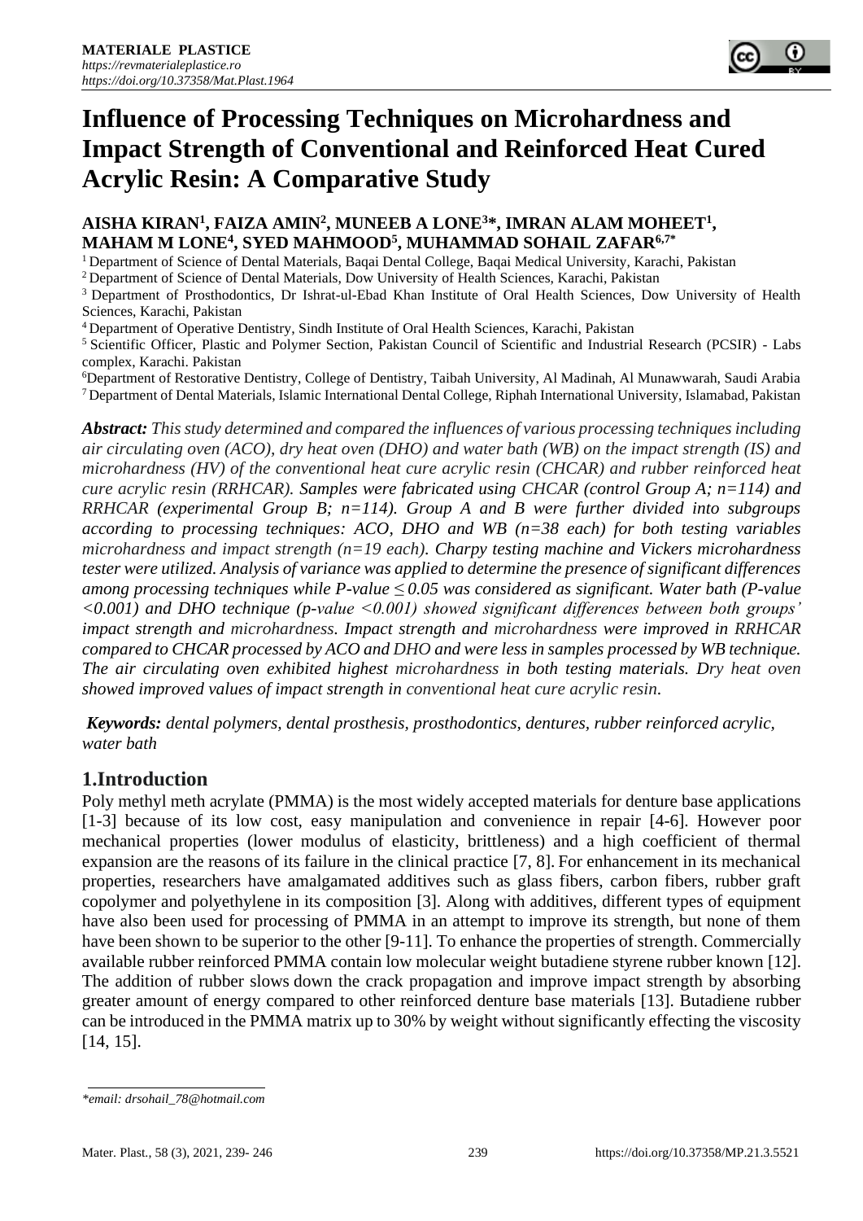# Influence of Processing Techniques on Microhardness and Impact Strength of Conventional and Reinforced Heat Cured Acrylic Resin: A Comparative Study

**AISHA KIRAN[1], FAIZA AMIN[2], MUNEEB A LONE[3]*, IMRAN ALAM MOHEET[1], MAHAM M LONE[4], SYED MAHMOOD[5], MUHAMMAD SOHAIL ZAFAR[6,7*]**

[1] Department of Science of Dental Materials, Baqai Dental College, Baqai Medical University, Karachi, Pakistan
[2] Department of Science of Dental Materials, Dow University of Health Sciences, Karachi, Pakistan
[3] Department of Prosthodontics, Dr Ishrat-ul-Ebad Khan Institute of Oral Health Sciences, Dow University of Health Sciences, Karachi, Pakistan
[4] Department of Operative Dentistry, Sindh Institute of Oral Health Sciences, Karachi, Pakistan
[5] Scientific Officer, Plastic and Polymer Section, Pakistan Council of Scientific and Industrial Research (PCSIR) - Labs complex, Karachi. Pakistan
[6] Department of Restorative Dentistry, College of Dentistry, Taibah University, Al Madinah, Al Munawwarah, Saudi Arabia
[7] Department of Dental Materials, Islamic International Dental College, Riphah International University, Islamabad, Pakistan

***Abstract:*** *This study determined and compared the influences of various processing techniques including air circulating oven (ACO), dry heat oven (DHO) and water bath (WB) on the impact strength (IS) and microhardness (HV) of the conventional heat cure acrylic resin (CHCAR) and rubber reinforced heat cure acrylic resin (RRHCAR). Samples were fabricated using CHCAR (control Group A; n=114) and RRHCAR (experimental Group B; n=114). Group A and B were further divided into subgroups according to processing techniques: ACO, DHO and WB (n=38 each) for both testing variables microhardness and impact strength (n=19 each). Charpy testing machine and Vickers microhardness tester were utilized. Analysis of variance was applied to determine the presence of significant differences among processing techniques while P-value ≤ 0.05 was considered as significant. Water bath (P-value <0.001) and DHO technique (p-value <0.001) showed significant differences between both groups' impact strength and microhardness. Impact strength and microhardness were improved in RRHCAR compared to CHCAR processed by ACO and DHO and were less in samples processed by WB technique. The air circulating oven exhibited highest microhardness in both testing materials. Dry heat oven showed improved values of impact strength in conventional heat cure acrylic resin.*

***Keywords:*** *dental polymers, dental prosthesis, prosthodontics, dentures, rubber reinforced acrylic, water bath*

## 1.Introduction

Poly methyl meth acrylate (PMMA) is the most widely accepted materials for denture base applications [1-3] because of its low cost, easy manipulation and convenience in repair [4-6]. However poor mechanical properties (lower modulus of elasticity, brittleness) and a high coefficient of thermal expansion are the reasons of its failure in the clinical practice [7, 8]. For enhancement in its mechanical properties, researchers have amalgamated additives such as glass fibers, carbon fibers, rubber graft copolymer and polyethylene in its composition [3]. Along with additives, different types of equipment have also been used for processing of PMMA in an attempt to improve its strength, but none of them have been shown to be superior to the other [9-11]. To enhance the properties of strength. Commercially available rubber reinforced PMMA contain low molecular weight butadiene styrene rubber known [12]. The addition of rubber slows down the crack propagation and improve impact strength by absorbing greater amount of energy compared to other reinforced denture base materials [13]. Butadiene rubber can be introduced in the PMMA matrix up to 30% by weight without significantly effecting the viscosity [14, 15].

*\*email: drsohail_78@hotmail.com*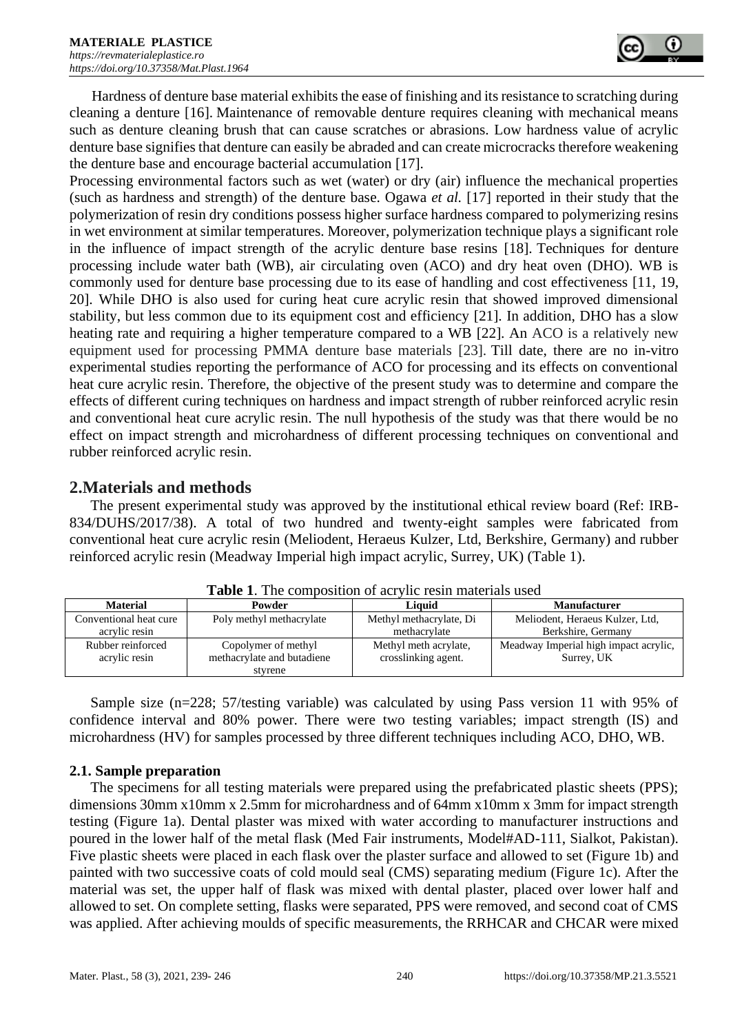Hardness of denture base material exhibits the ease of finishing and its resistance to scratching during cleaning a denture [16]. Maintenance of removable denture requires cleaning with mechanical means such as denture cleaning brush that can cause scratches or abrasions. Low hardness value of acrylic denture base signifies that denture can easily be abraded and can create microcracks therefore weakening the denture base and encourage bacterial accumulation [17].

Processing environmental factors such as wet (water) or dry (air) influence the mechanical properties (such as hardness and strength) of the denture base. Ogawa *et al.* [17] reported in their study that the polymerization of resin dry conditions possess higher surface hardness compared to polymerizing resins in wet environment at similar temperatures. Moreover, polymerization technique plays a significant role in the influence of impact strength of the acrylic denture base resins [18]. Techniques for denture processing include water bath (WB), air circulating oven (ACO) and dry heat oven (DHO). WB is commonly used for denture base processing due to its ease of handling and cost effectiveness [11, 19, 20]. While DHO is also used for curing heat cure acrylic resin that showed improved dimensional stability, but less common due to its equipment cost and efficiency [21]. In addition, DHO has a slow heating rate and requiring a higher temperature compared to a WB [22]. An ACO is a relatively new equipment used for processing PMMA denture base materials [23]. Till date, there are no in-vitro experimental studies reporting the performance of ACO for processing and its effects on conventional heat cure acrylic resin. Therefore, the objective of the present study was to determine and compare the effects of different curing techniques on hardness and impact strength of rubber reinforced acrylic resin and conventional heat cure acrylic resin. The null hypothesis of the study was that there would be no effect on impact strength and microhardness of different processing techniques on conventional and rubber reinforced acrylic resin.

## 2.Materials and methods

The present experimental study was approved by the institutional ethical review board (Ref: IRB-834/DUHS/2017/38). A total of two hundred and twenty-eight samples were fabricated from conventional heat cure acrylic resin (Meliodent, Heraeus Kulzer, Ltd, Berkshire, Germany) and rubber reinforced acrylic resin (Meadway Imperial high impact acrylic, Surrey, UK) (Table 1).

**Table 1**. The composition of acrylic resin materials used

| Material | Powder | Liquid | Manufacturer |
|---|---|---|---|
| Conventional heat cure acrylic resin | Poly methyl methacrylate | Methyl methacrylate, Di methacrylate | Meliodent, Heraeus Kulzer, Ltd, Berkshire, Germany |
| Rubber reinforced acrylic resin | Copolymer of methyl methacrylate and butadiene styrene | Methyl meth acrylate, crosslinking agent. | Meadway Imperial high impact acrylic, Surrey, UK |

Sample size (n=228; 57/testing variable) was calculated by using Pass version 11 with 95% of confidence interval and 80% power. There were two testing variables; impact strength (IS) and microhardness (HV) for samples processed by three different techniques including ACO, DHO, WB.

### 2.1. Sample preparation

The specimens for all testing materials were prepared using the prefabricated plastic sheets (PPS); dimensions 30mm x10mm x 2.5mm for microhardness and of 64mm x10mm x 3mm for impact strength testing (Figure 1a). Dental plaster was mixed with water according to manufacturer instructions and poured in the lower half of the metal flask (Med Fair instruments, Model#AD-111, Sialkot, Pakistan). Five plastic sheets were placed in each flask over the plaster surface and allowed to set (Figure 1b) and painted with two successive coats of cold mould seal (CMS) separating medium (Figure 1c). After the material was set, the upper half of flask was mixed with dental plaster, placed over lower half and allowed to set. On complete setting, flasks were separated, PPS were removed, and second coat of CMS was applied. After achieving moulds of specific measurements, the RRHCAR and CHCAR were mixed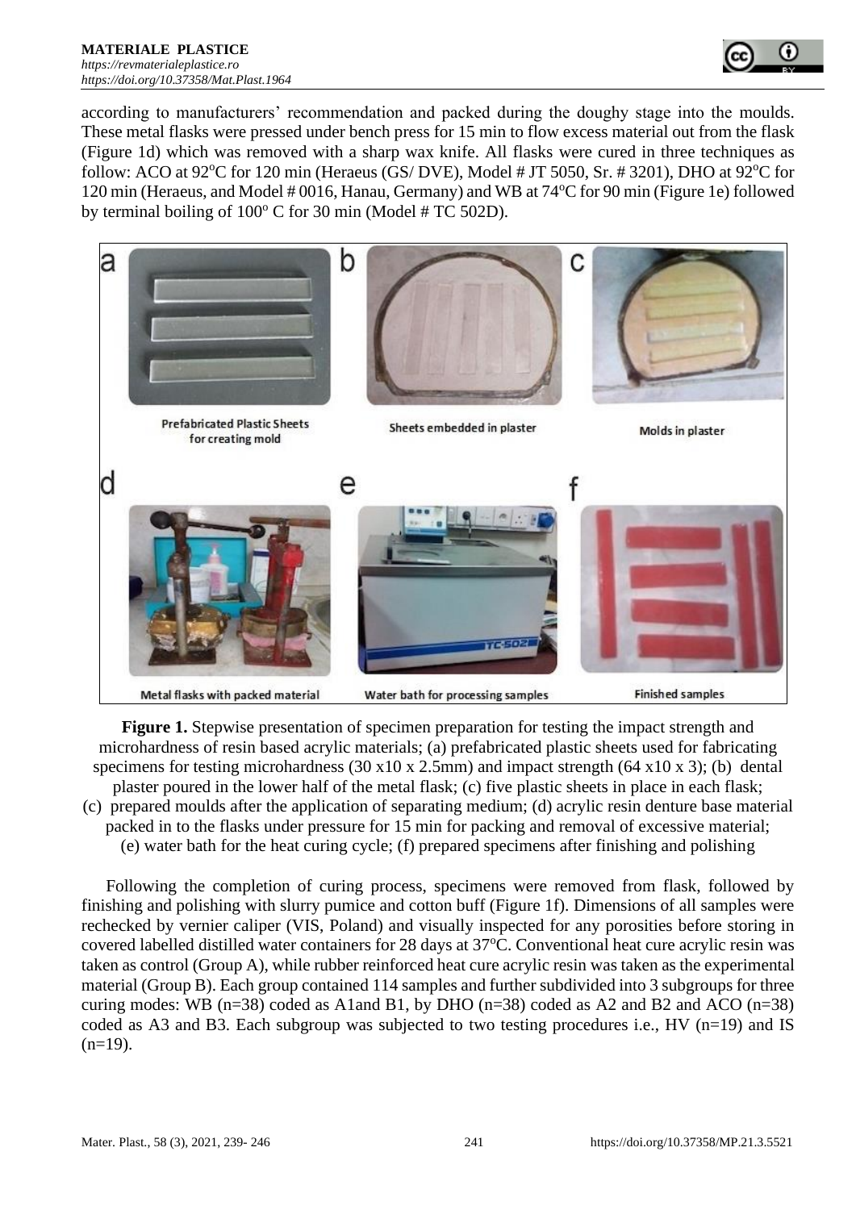according to manufacturers' recommendation and packed during the doughy stage into the moulds. These metal flasks were pressed under bench press for 15 min to flow excess material out from the flask (Figure 1d) which was removed with a sharp wax knife. All flasks were cured in three techniques as follow: ACO at 92$^{o}$C for 120 min (Heraeus (GS/ DVE), Model # JT 5050, Sr. # 3201), DHO at 92$^{o}$C for 120 min (Heraeus, and Model # 0016, Hanau, Germany) and WB at 74$^{o}$C for 90 min (Figure 1e) followed by terminal boiling of 100$^{o}$ C for 30 min (Model # TC 502D).

**Figure 1.** Stepwise presentation of specimen preparation for testing the impact strength and microhardness of resin based acrylic materials; (a) prefabricated plastic sheets used for fabricating specimens for testing microhardness (30 x10 x 2.5mm) and impact strength (64 x10 x 3); (b) dental plaster poured in the lower half of the metal flask; (c) five plastic sheets in place in each flask; (c) prepared moulds after the application of separating medium; (d) acrylic resin denture base material packed in to the flasks under pressure for 15 min for packing and removal of excessive material; (e) water bath for the heat curing cycle; (f) prepared specimens after finishing and polishing

Following the completion of curing process, specimens were removed from flask, followed by finishing and polishing with slurry pumice and cotton buff (Figure 1f). Dimensions of all samples were rechecked by vernier caliper (VIS, Poland) and visually inspected for any porosities before storing in covered labelled distilled water containers for 28 days at 37$^{o}$C. Conventional heat cure acrylic resin was taken as control (Group A), while rubber reinforced heat cure acrylic resin was taken as the experimental material (Group B). Each group contained 114 samples and further subdivided into 3 subgroups for three curing modes: WB (n=38) coded as A1and B1, by DHO (n=38) coded as A2 and B2 and ACO (n=38) coded as A3 and B3. Each subgroup was subjected to two testing procedures i.e., HV (n=19) and IS (n=19).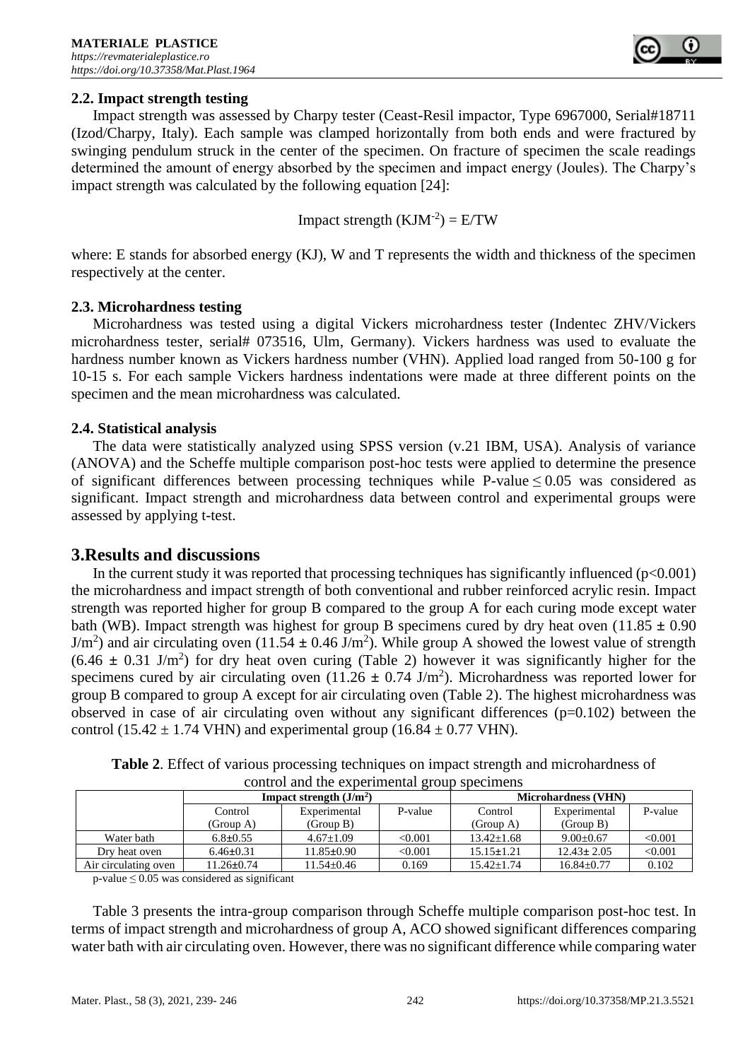### 2.2. Impact strength testing

Impact strength was assessed by Charpy tester (Ceast-Resil impactor, Type 6967000, Serial#18711 (Izod/Charpy, Italy). Each sample was clamped horizontally from both ends and were fractured by swinging pendulum struck in the center of the specimen. On fracture of specimen the scale readings determined the amount of energy absorbed by the specimen and impact energy (Joules). The Charpy's impact strength was calculated by the following equation [24]:

$$\text{Impact strength } (KJM^{-2}) = E/TW$$

where: E stands for absorbed energy (KJ), W and T represents the width and thickness of the specimen respectively at the center.

### 2.3. Microhardness testing

Microhardness was tested using a digital Vickers microhardness tester (Indentec ZHV/Vickers microhardness tester, serial# 073516, Ulm, Germany). Vickers hardness was used to evaluate the hardness number known as Vickers hardness number (VHN). Applied load ranged from 50-100 g for 10-15 s. For each sample Vickers hardness indentations were made at three different points on the specimen and the mean microhardness was calculated.

### 2.4. Statistical analysis

The data were statistically analyzed using SPSS version (v.21 IBM, USA). Analysis of variance (ANOVA) and the Scheffe multiple comparison post-hoc tests were applied to determine the presence of significant differences between processing techniques while P-value $\leq 0.05$ was considered as significant. Impact strength and microhardness data between control and experimental groups were assessed by applying t-test.

## 3.Results and discussions

In the current study it was reported that processing techniques has significantly influenced ($p<0.001$) the microhardness and impact strength of both conventional and rubber reinforced acrylic resin. Impact strength was reported higher for group B compared to the group A for each curing mode except water bath (WB). Impact strength was highest for group B specimens cured by dry heat oven ($11.85 \pm 0.90$ $J/m^2$) and air circulating oven ($11.54 \pm 0.46$ $J/m^2$). While group A showed the lowest value of strength ($6.46 \pm 0.31$ $J/m^2$) for dry heat oven curing (Table 2) however it was significantly higher for the specimens cured by air circulating oven ($11.26 \pm 0.74$ $J/m^2$). Microhardness was reported lower for group B compared to group A except for air circulating oven (Table 2). The highest microhardness was observed in case of air circulating oven without any significant differences ($p=0.102$) between the control ($15.42 \pm 1.74$ VHN) and experimental group ($16.84 \pm 0.77$ VHN).

**Table 2**. Effect of various processing techniques on impact strength and microhardness of control and the experimental group specimens

| | **Impact strength ($J/m^2$)** | | | **Microhardness (VHN)** | | |
|---|---|---|---|---|---|---|
| | Control (Group A) | Experimental (Group B) | P-value | Control (Group A) | Experimental (Group B) | P-value |
| Water bath | 6.8±0.55 | 4.67±1.09 | <0.001 | 13.42±1.68 | 9.00±0.67 | <0.001 |
| Dry heat oven | 6.46±0.31 | 11.85±0.90 | <0.001 | 15.15±1.21 | 12.43± 2.05 | <0.001 |
| Air circulating oven | 11.26±0.74 | 11.54±0.46 | 0.169 | 15.42±1.74 | 16.84±0.77 | 0.102 |

p-value $\leq 0.05$ was considered as significant

Table 3 presents the intra-group comparison through Scheffe multiple comparison post-hoc test. In terms of impact strength and microhardness of group A, ACO showed significant differences comparing water bath with air circulating oven. However, there was no significant difference while comparing water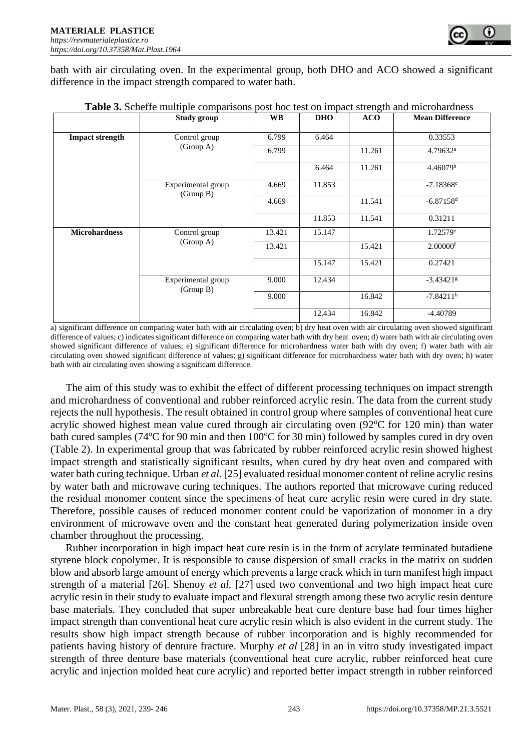bath with air circulating oven. In the experimental group, both DHO and ACO showed a significant difference in the impact strength compared to water bath.

**Table 3.** Scheffe multiple comparisons post hoc test on impact strength and microhardness

| | Study group | WB | DHO | ACO | Mean Difference |
|---|---|---|---|---|---|
| **Impact strength** | Control group (Group A) | 6.799 | 6.464 | | 0.33553 |
| | | 6.799 | | 11.261 | 4.79632[a] |
| | | | 6.464 | 11.261 | 4.46079[b] |
| | Experimental group (Group B) | 4.669 | 11.853 | | -7.18368[c] |
| | | 4.669 | | 11.541 | -6.87158[d] |
| | | | 11.853 | 11.541 | 0.31211 |
| **Microhardness** | Control group (Group A) | 13.421 | 15.147 | | 1.72579[e] |
| | | 13.421 | | 15.421 | 2.00000[f] |
| | | | 15.147 | 15.421 | 0.27421 |
| | Experimental group (Group B) | 9.000 | 12.434 | | -3.43421[g] |
| | | 9.000 | | 16.842 | -7.84211[h] |
| | | | 12.434 | 16.842 | -4.40789 |

a) significant difference on comparing water bath with air circulating oven; b) dry heat oven with air circulating oven showed significant difference of values; c) indicates significant difference on comparing water bath with dry heat oven; d) water bath with air circulating oven showed significant difference of values; e) significant difference for microhardness water bath with dry oven; f) water bath with air circulating oven showed significant difference of values; g) significant difference for microhardness water bath with dry oven; h) water bath with air circulating oven showing a significant difference.

The aim of this study was to exhibit the effect of different processing techniques on impact strength and microhardness of conventional and rubber reinforced acrylic resin. The data from the current study rejects the null hypothesis. The result obtained in control group where samples of conventional heat cure acrylic showed highest mean value cured through air circulating oven (92°C for 120 min) than water bath cured samples (74°C for 90 min and then 100°C for 30 min) followed by samples cured in dry oven (Table 2). In experimental group that was fabricated by rubber reinforced acrylic resin showed highest impact strength and statistically significant results, when cured by dry heat oven and compared with water bath curing technique. Urban *et al.* [25] evaluated residual monomer content of reline acrylic resins by water bath and microwave curing techniques. The authors reported that microwave curing reduced the residual monomer content since the specimens of heat cure acrylic resin were cured in dry state. Therefore, possible causes of reduced monomer content could be vaporization of monomer in a dry environment of microwave oven and the constant heat generated during polymerization inside oven chamber throughout the processing.

Rubber incorporation in high impact heat cure resin is in the form of acrylate terminated butadiene styrene block copolymer. It is responsible to cause dispersion of small cracks in the matrix on sudden blow and absorb large amount of energy which prevents a large crack which in turn manifest high impact strength of a material [26]. Shenoy *et al.* [27] used two conventional and two high impact heat cure acrylic resin in their study to evaluate impact and flexural strength among these two acrylic resin denture base materials. They concluded that super unbreakable heat cure denture base had four times higher impact strength than conventional heat cure acrylic resin which is also evident in the current study. The results show high impact strength because of rubber incorporation and is highly recommended for patients having history of denture fracture. Murphy *et al* [28] in an in vitro study investigated impact strength of three denture base materials (conventional heat cure acrylic, rubber reinforced heat cure acrylic and injection molded heat cure acrylic) and reported better impact strength in rubber reinforced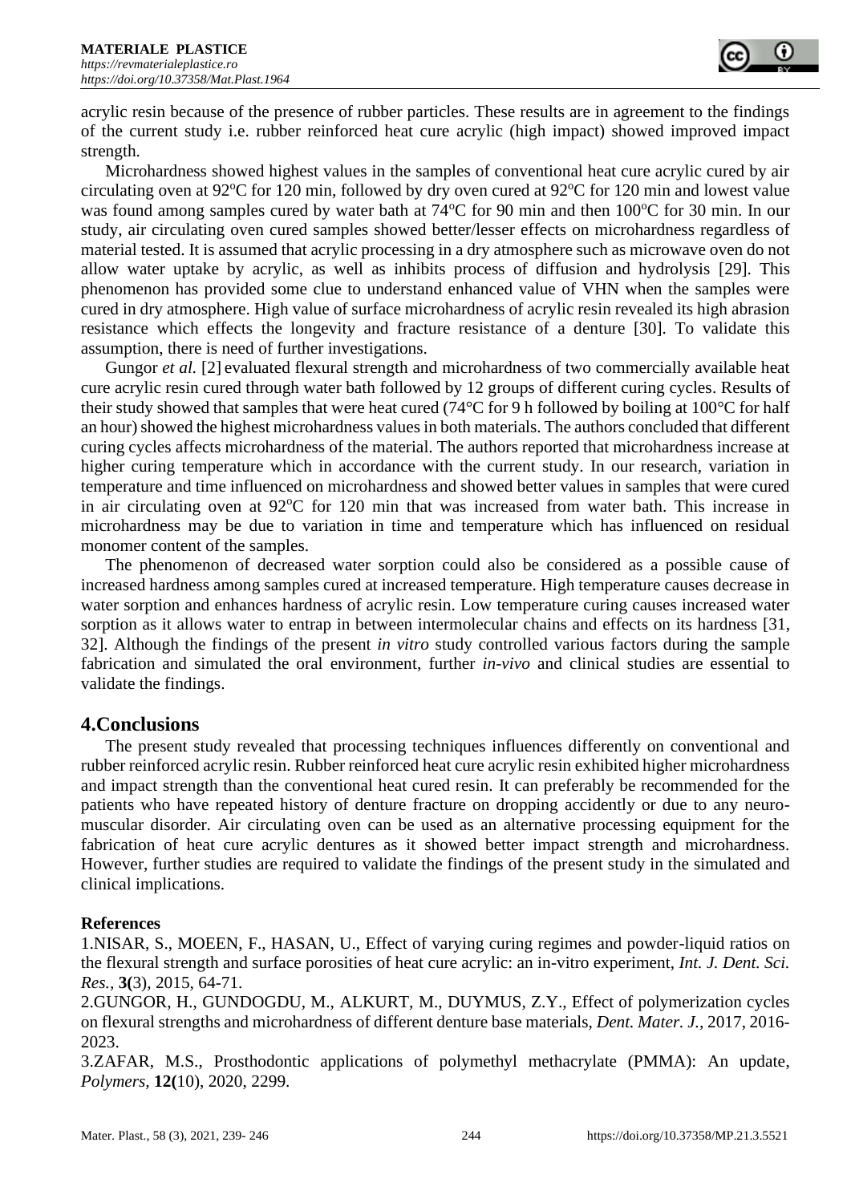acrylic resin because of the presence of rubber particles. These results are in agreement to the findings of the current study i.e. rubber reinforced heat cure acrylic (high impact) showed improved impact strength.

Microhardness showed highest values in the samples of conventional heat cure acrylic cured by air circulating oven at 92°C for 120 min, followed by dry oven cured at 92°C for 120 min and lowest value was found among samples cured by water bath at 74°C for 90 min and then 100°C for 30 min. In our study, air circulating oven cured samples showed better/lesser effects on microhardness regardless of material tested. It is assumed that acrylic processing in a dry atmosphere such as microwave oven do not allow water uptake by acrylic, as well as inhibits process of diffusion and hydrolysis [29]. This phenomenon has provided some clue to understand enhanced value of VHN when the samples were cured in dry atmosphere. High value of surface microhardness of acrylic resin revealed its high abrasion resistance which effects the longevity and fracture resistance of a denture [30]. To validate this assumption, there is need of further investigations.

Gungor *et al.* [2] evaluated flexural strength and microhardness of two commercially available heat cure acrylic resin cured through water bath followed by 12 groups of different curing cycles. Results of their study showed that samples that were heat cured (74°C for 9 h followed by boiling at 100°C for half an hour) showed the highest microhardness values in both materials. The authors concluded that different curing cycles affects microhardness of the material. The authors reported that microhardness increase at higher curing temperature which in accordance with the current study. In our research, variation in temperature and time influenced on microhardness and showed better values in samples that were cured in air circulating oven at 92°C for 120 min that was increased from water bath. This increase in microhardness may be due to variation in time and temperature which has influenced on residual monomer content of the samples.

The phenomenon of decreased water sorption could also be considered as a possible cause of increased hardness among samples cured at increased temperature. High temperature causes decrease in water sorption and enhances hardness of acrylic resin. Low temperature curing causes increased water sorption as it allows water to entrap in between intermolecular chains and effects on its hardness [31, 32]. Although the findings of the present *in vitro* study controlled various factors during the sample fabrication and simulated the oral environment, further *in-vivo* and clinical studies are essential to validate the findings.

## 4.Conclusions

The present study revealed that processing techniques influences differently on conventional and rubber reinforced acrylic resin. Rubber reinforced heat cure acrylic resin exhibited higher microhardness and impact strength than the conventional heat cured resin. It can preferably be recommended for the patients who have repeated history of denture fracture on dropping accidently or due to any neuro-muscular disorder. Air circulating oven can be used as an alternative processing equipment for the fabrication of heat cure acrylic dentures as it showed better impact strength and microhardness. However, further studies are required to validate the findings of the present study in the simulated and clinical implications.

**References**

1.NISAR, S., MOEEN, F., HASAN, U., Effect of varying curing regimes and powder-liquid ratios on the flexural strength and surface porosities of heat cure acrylic: an in-vitro experiment, *Int. J. Dent. Sci. Res.*, **3(**3), 2015, 64-71.

2.GUNGOR, H., GUNDOGDU, M., ALKURT, M., DUYMUS, Z.Y., Effect of polymerization cycles on flexural strengths and microhardness of different denture base materials, *Dent. Mater. J.,* 2017, 2016-2023.

3.ZAFAR, M.S., Prosthodontic applications of polymethyl methacrylate (PMMA): An update, *Polymers,* **12(**10), 2020, 2299.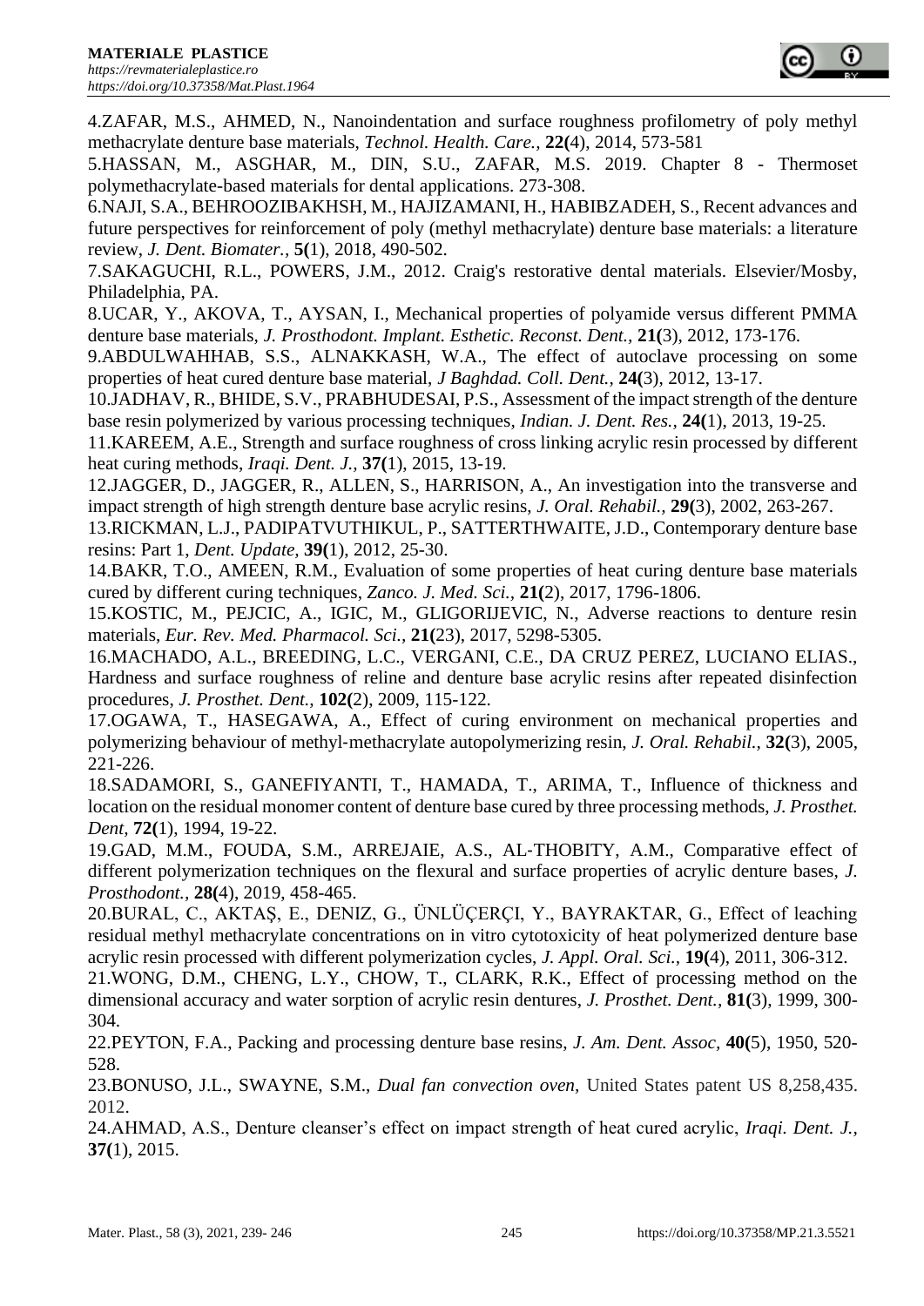4.ZAFAR, M.S., AHMED, N., Nanoindentation and surface roughness profilometry of poly methyl methacrylate denture base materials, *Technol. Health. Care.,* **22(**4), 2014, 573-581

5.HASSAN, M., ASGHAR, M., DIN, S.U., ZAFAR, M.S. 2019. Chapter 8 - Thermoset polymethacrylate-based materials for dental applications. 273-308.

6.NAJI, S.A., BEHROOZIBAKHSH, M., HAJIZAMANI, H., HABIBZADEH, S., Recent advances and future perspectives for reinforcement of poly (methyl methacrylate) denture base materials: a literature review, *J. Dent. Biomater.,* **5(**1), 2018, 490-502.

7.SAKAGUCHI, R.L., POWERS, J.M., 2012. Craig's restorative dental materials. Elsevier/Mosby, Philadelphia, PA.

8.UCAR, Y., AKOVA, T., AYSAN, I., Mechanical properties of polyamide versus different PMMA denture base materials, *J. Prosthodont. Implant. Esthetic. Reconst. Dent.,* **21(**3), 2012, 173-176.

9.ABDULWAHHAB, S.S., ALNAKKASH, W.A., The effect of autoclave processing on some properties of heat cured denture base material, *J Baghdad. Coll. Dent.,* **24(**3), 2012, 13-17.

10.JADHAV, R., BHIDE, S.V., PRABHUDESAI, P.S., Assessment of the impact strength of the denture base resin polymerized by various processing techniques, *Indian. J. Dent. Res.,* **24(**1), 2013, 19-25.

11.KAREEM, A.E., Strength and surface roughness of cross linking acrylic resin processed by different heat curing methods, *Iraqi. Dent. J.,* **37(**1), 2015, 13-19.

12.JAGGER, D., JAGGER, R., ALLEN, S., HARRISON, A., An investigation into the transverse and impact strength of high strength denture base acrylic resins, *J. Oral. Rehabil.,* **29(**3), 2002, 263-267.

13.RICKMAN, L.J., PADIPATVUTHIKUL, P., SATTERTHWAITE, J.D., Contemporary denture base resins: Part 1, *Dent. Update,* **39(**1), 2012, 25-30.

14.BAKR, T.O., AMEEN, R.M., Evaluation of some properties of heat curing denture base materials cured by different curing techniques, *Zanco. J. Med. Sci.,* **21(**2), 2017, 1796-1806.

15.KOSTIC, M., PEJCIC, A., IGIC, M., GLIGORIJEVIC, N., Adverse reactions to denture resin materials, *Eur. Rev. Med. Pharmacol. Sci.,* **21(**23), 2017, 5298-5305.

16.MACHADO, A.L., BREEDING, L.C., VERGANI, C.E., DA CRUZ PEREZ, LUCIANO ELIAS., Hardness and surface roughness of reline and denture base acrylic resins after repeated disinfection procedures, *J. Prosthet. Dent.,* **102(**2), 2009, 115-122.

17.OGAWA, T., HASEGAWA, A., Effect of curing environment on mechanical properties and polymerizing behaviour of methyl‐methacrylate autopolymerizing resin, *J. Oral. Rehabil.,* **32(**3), 2005, 221-226.

18.SADAMORI, S., GANEFIYANTI, T., HAMADA, T., ARIMA, T., Influence of thickness and location on the residual monomer content of denture base cured by three processing methods, *J. Prosthet. Dent,* **72(**1), 1994, 19-22.

19.GAD, M.M., FOUDA, S.M., ARREJAIE, A.S., AL‐THOBITY, A.M., Comparative effect of different polymerization techniques on the flexural and surface properties of acrylic denture bases, *J. Prosthodont.,* **28(**4), 2019, 458-465.

20.BURAL, C., AKTAŞ, E., DENIZ, G., ÜNLÜÇERÇI, Y., BAYRAKTAR, G., Effect of leaching residual methyl methacrylate concentrations on in vitro cytotoxicity of heat polymerized denture base acrylic resin processed with different polymerization cycles, *J. Appl. Oral. Sci.,* **19(**4), 2011, 306-312.

21.WONG, D.M., CHENG, L.Y., CHOW, T., CLARK, R.K., Effect of processing method on the dimensional accuracy and water sorption of acrylic resin dentures, *J. Prosthet. Dent.,* **81(**3), 1999, 300-304.

22.PEYTON, F.A., Packing and processing denture base resins, *J. Am. Dent. Assoc*, **40(**5), 1950, 520-528.

23.BONUSO, J.L., SWAYNE, S.M., *Dual fan convection oven,* United States patent US 8,258,435. 2012.

24.AHMAD, A.S., Denture cleanser's effect on impact strength of heat cured acrylic, *Iraqi. Dent. J.,* **37(**1), 2015.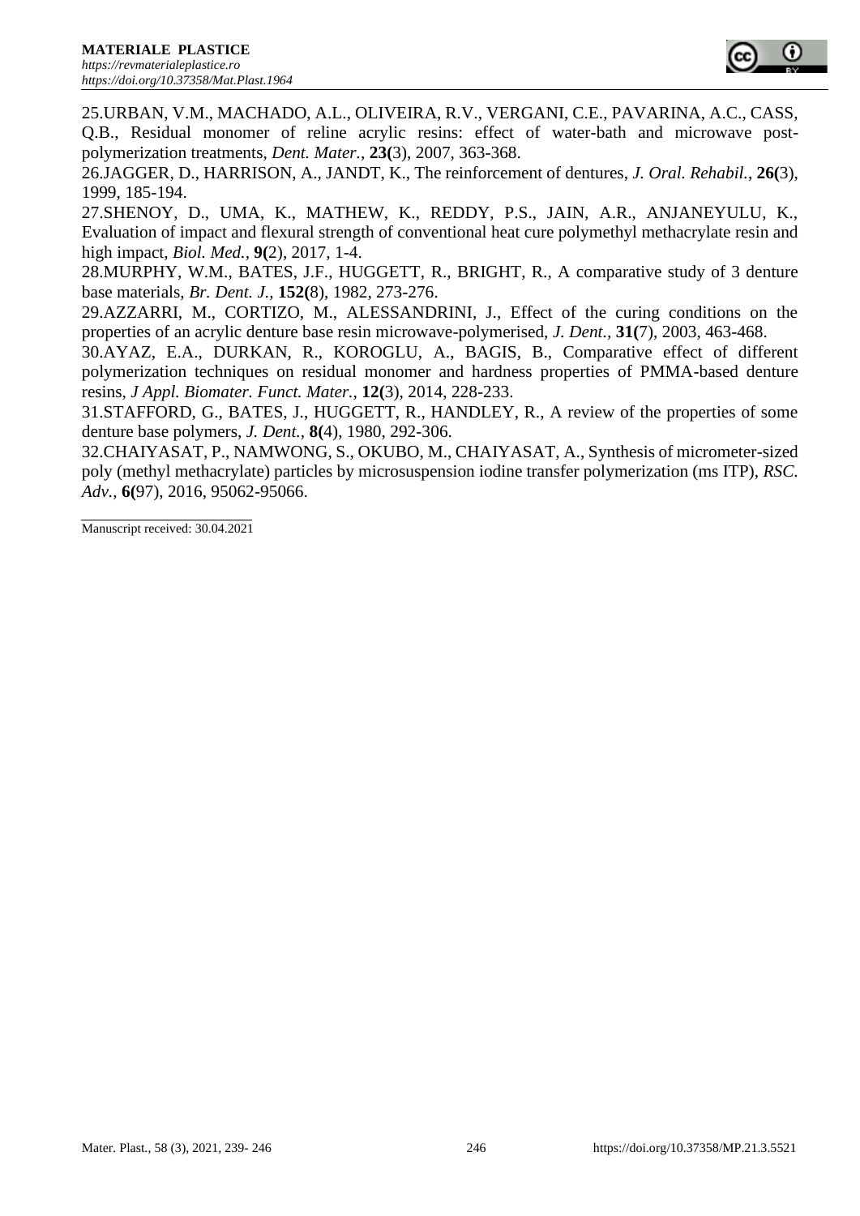25.URBAN, V.M., MACHADO, A.L., OLIVEIRA, R.V., VERGANI, C.E., PAVARINA, A.C., CASS, Q.B., Residual monomer of reline acrylic resins: effect of water-bath and microwave post-polymerization treatments, *Dent. Mater.*, **23(**3), 2007, 363-368.

26.JAGGER, D., HARRISON, A., JANDT, K., The reinforcement of dentures, *J. Oral. Rehabil.*, **26(**3), 1999, 185-194.

27.SHENOY, D., UMA, K., MATHEW, K., REDDY, P.S., JAIN, A.R., ANJANEYULU, K., Evaluation of impact and flexural strength of conventional heat cure polymethyl methacrylate resin and high impact, *Biol. Med.*, **9(**2), 2017, 1-4.

28.MURPHY, W.M., BATES, J.F., HUGGETT, R., BRIGHT, R., A comparative study of 3 denture base materials, *Br. Dent. J.*, **152(**8), 1982, 273-276.

29.AZZARRI, M., CORTIZO, M., ALESSANDRINI, J., Effect of the curing conditions on the properties of an acrylic denture base resin microwave-polymerised, *J. Dent.*, **31(**7), 2003, 463-468.

30.AYAZ, E.A., DURKAN, R., KOROGLU, A., BAGIS, B., Comparative effect of different polymerization techniques on residual monomer and hardness properties of PMMA-based denture resins, *J Appl. Biomater. Funct. Mater.*, **12(**3), 2014, 228-233.

31.STAFFORD, G., BATES, J., HUGGETT, R., HANDLEY, R., A review of the properties of some denture base polymers, *J. Dent.*, **8(**4), 1980, 292-306.

32.CHAIYASAT, P., NAMWONG, S., OKUBO, M., CHAIYASAT, A., Synthesis of micrometer-sized poly (methyl methacrylate) particles by microsuspension iodine transfer polymerization (ms ITP), *RSC. Adv.*, **6(**97), 2016, 95062-95066.

Manuscript received: 30.04.2021